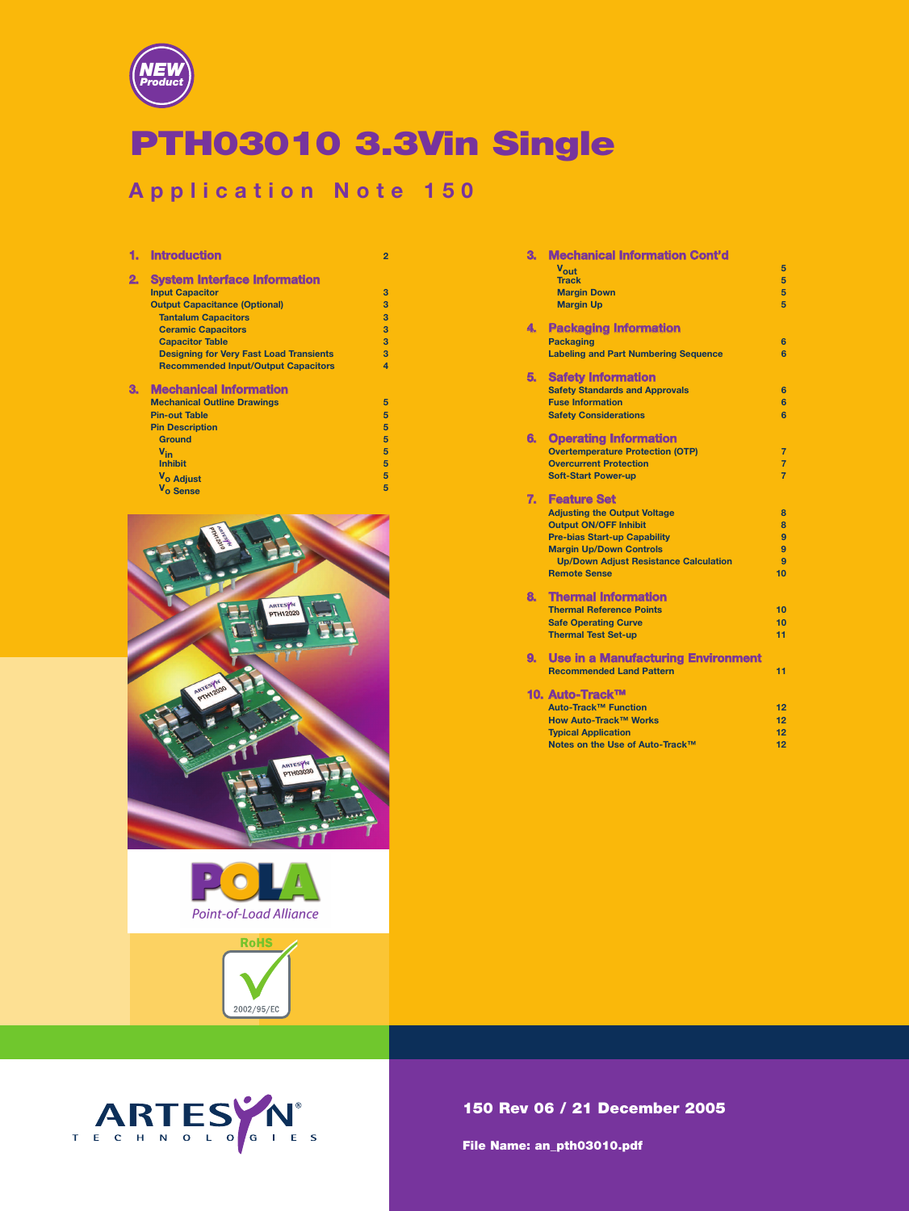NEW Product

# PTH03010 3.3Vin Single

## Application Note 150

1. **Introduction** 2

2. **System Interface Information**
   - Input Capacitor 3
   - Output Capacitance (Optional) 3
     - Tantalum Capacitors 3
     - Ceramic Capacitors 3
     - Capacitor Table 3
     - Designing for Very Fast Load Transients 3
     - Recommended Input/Output Capacitors 4

3. **Mechanical Information**
   - Mechanical Outline Drawings 5
   - Pin-out Table 5
   - Pin Description 5
     - Ground 5
     - $V_{in}$ 5
     - Inhibit 5
     - $V_o$ Adjust 5
     - $V_o$ Sense 5

3. **Mechanical Information Cont'd**
     - $V_{out}$ 5
     - Track 5
     - Margin Down 5
     - Margin Up 5

4. **Packaging Information**
   - Packaging 6
   - Labeling and Part Numbering Sequence 6

5. **Safety Information**
   - Safety Standards and Approvals 6
   - Fuse Information 6
   - Safety Considerations 6

6. **Operating Information**
   - Overtemperature Protection (OTP) 7
   - Overcurrent Protection 7
   - Soft-Start Power-up 7

7. **Feature Set**
   - Adjusting the Output Voltage 8
   - Output ON/OFF Inhibit 8
   - Pre-bias Start-up Capability 9
   - Margin Up/Down Controls 9
     - Up/Down Adjust Resistance Calculation 9
   - Remote Sense 10

8. **Thermal Information**
   - Thermal Reference Points 10
   - Safe Operating Curve 10
   - Thermal Test Set-up 11

9. **Use in a Manufacturing Environment**
   - Recommended Land Pattern 11

10. **Auto-Track™**
    - Auto-Track™ Function 12
    - How Auto-Track™ Works 12
    - Typical Application 12
    - Notes on the Use of Auto-Track™ 12

POLA Point-of-Load Alliance

RoHS 2002/95/EC

ARTESYN TECHNOLOGIES

**150 Rev 06 / 21 December 2005**

**File Name: an_pth03010.pdf**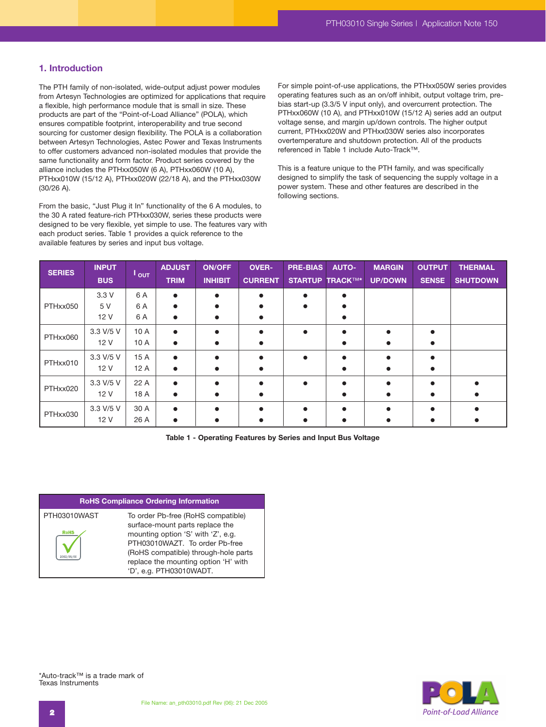## 1. Introduction

The PTH family of non-isolated, wide-output adjust power modules from Artesyn Technologies are optimized for applications that require a flexible, high performance module that is small in size. These products are part of the "Point-of-Load Alliance" (POLA), which ensures compatible footprint, interoperability and true second sourcing for customer design flexibility. The POLA is a collaboration between Artesyn Technologies, Astec Power and Texas Instruments to offer customers advanced non-isolated modules that provide the same functionality and form factor. Product series covered by the alliance includes the PTHxx050W (6 A), PTHxx060W (10 A), PTHxx010W (15/12 A), PTHxx020W (22/18 A), and the PTHxx030W (30/26 A).

From the basic, "Just Plug it In" functionality of the 6 A modules, to the 30 A rated feature-rich PTHxx030W, series these products were designed to be very flexible, yet simple to use. The features vary with each product series. Table 1 provides a quick reference to the available features by series and input bus voltage.

For simple point-of-use applications, the PTHxx050W series provides operating features such as an on/off inhibit, output voltage trim, pre-bias start-up (3.3/5 V input only), and overcurrent protection. The PTHxx060W (10 A), and PTHxx010W (15/12 A) series add an output voltage sense, and margin up/down controls. The higher output current, PTHxx020W and PTHxx030W series also incorporates overtemperature and shutdown protection. All of the products referenced in Table 1 include Auto-Track™.

This is a feature unique to the PTH family, and was specifically designed to simplify the task of sequencing the supply voltage in a power system. These and other features are described in the following sections.

| SERIES | INPUT BUS | $I_{OUT}$ | ADJUST TRIM | ON/OFF INHIBIT | OVER-CURRENT | PRE-BIAS STARTUP | AUTO-TRACK™* | MARGIN UP/DOWN | OUTPUT SENSE | THERMAL SHUTDOWN |
|---|---|---|---|---|---|---|---|---|---|---|
| PTHxx050 | 3.3 V | 6 A | ● | ● | ● | ● | ● | | | |
| | 5 V | 6 A | ● | ● | ● | ● | ● | | | |
| | 12 V | 6 A | ● | ● | ● | | ● | | | |
| PTHxx060 | 3.3 V/5 V | 10 A | ● | ● | ● | ● | ● | ● | ● | |
| | 12 V | 10 A | ● | ● | ● | | ● | ● | ● | |
| PTHxx010 | 3.3 V/5 V | 15 A | ● | ● | ● | ● | ● | ● | ● | |
| | 12 V | 12 A | ● | ● | ● | | ● | ● | ● | |
| PTHxx020 | 3.3 V/5 V | 22 A | ● | ● | ● | ● | ● | ● | ● | ● |
| | 12 V | 18 A | ● | ● | ● | | ● | ● | ● | ● |
| PTHxx030 | 3.3 V/5 V | 30 A | ● | ● | ● | ● | ● | ● | ● | ● |
| | 12 V | 26 A | ● | ● | ● | ● | ● | ● | ● | ● |

**Table 1 - Operating Features by Series and Input Bus Voltage**

| RoHS Compliance Ordering Information | |
|---|---|
| PTH03010WAST | To order Pb-free (RoHS compatible) surface-mount parts replace the mounting option 'S' with 'Z', e.g. PTH03010WAZT. To order Pb-free (RoHS compatible) through-hole parts replace the mounting option 'H' with 'D', e.g. PTH03010WADT. |

*Auto-track™ is a trade mark of Texas Instruments

File Name: an_pth03010.pdf Rev (06): 21 Dec 2005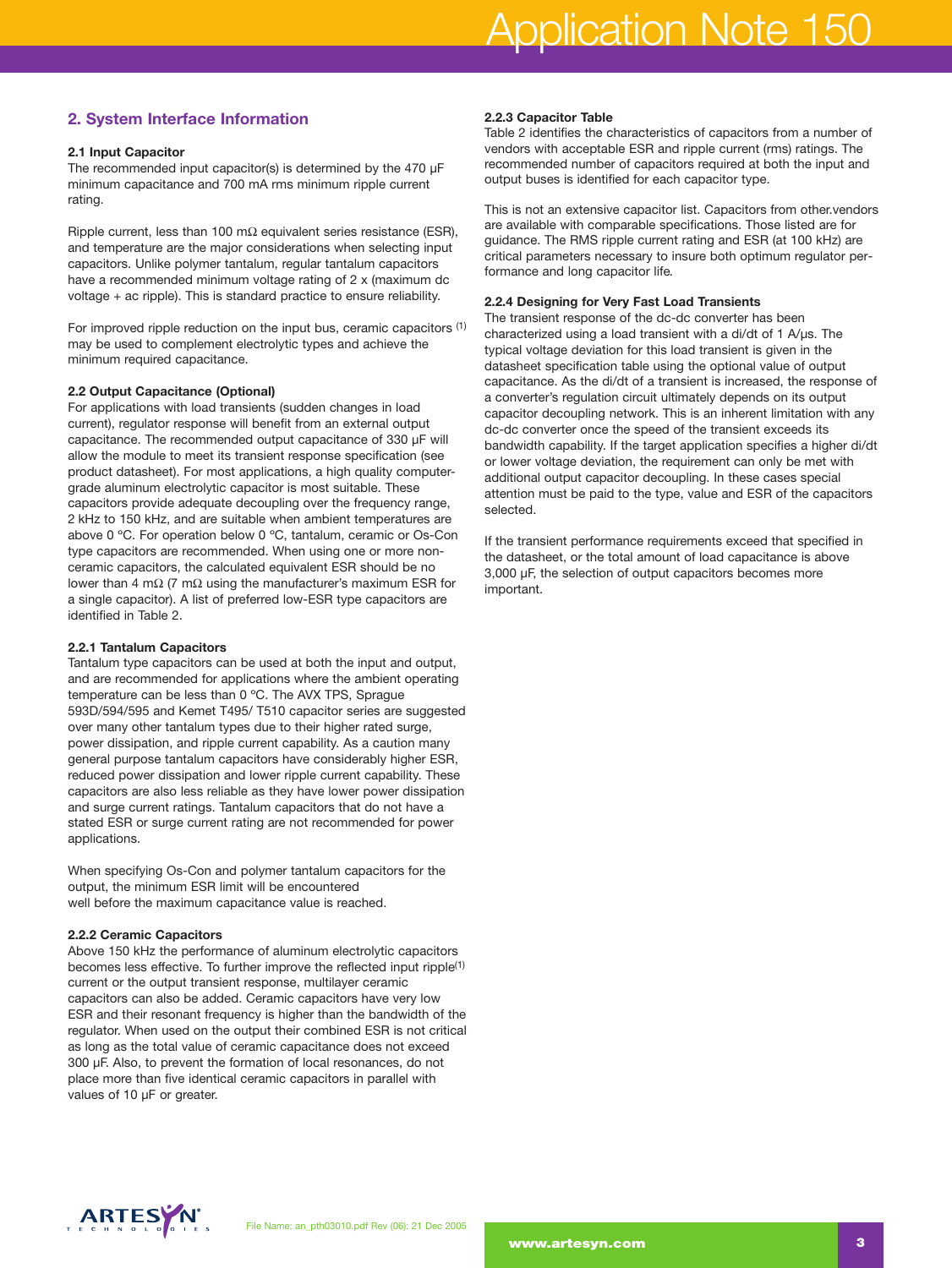## 2. System Interface Information

### 2.1 Input Capacitor

The recommended input capacitor(s) is determined by the 470 µF minimum capacitance and 700 mA rms minimum ripple current rating.

Ripple current, less than 100 mΩ equivalent series resistance (ESR), and temperature are the major considerations when selecting input capacitors. Unlike polymer tantalum, regular tantalum capacitors have a recommended minimum voltage rating of 2 x (maximum dc voltage + ac ripple). This is standard practice to ensure reliability.

For improved ripple reduction on the input bus, ceramic capacitors [1] may be used to complement electrolytic types and achieve the minimum required capacitance.

### 2.2 Output Capacitance (Optional)

For applications with load transients (sudden changes in load current), regulator response will benefit from an external output capacitance. The recommended output capacitance of 330 µF will allow the module to meet its transient response specification (see product datasheet). For most applications, a high quality computer-grade aluminum electrolytic capacitor is most suitable. These capacitors provide adequate decoupling over the frequency range, 2 kHz to 150 kHz, and are suitable when ambient temperatures are above 0 ºC. For operation below 0 ºC, tantalum, ceramic or Os-Con type capacitors are recommended. When using one or more non-ceramic capacitors, the calculated equivalent ESR should be no lower than 4 mΩ (7 mΩ using the manufacturer's maximum ESR for a single capacitor). A list of preferred low-ESR type capacitors are identified in Table 2.

#### 2.2.1 Tantalum Capacitors

Tantalum type capacitors can be used at both the input and output, and are recommended for applications where the ambient operating temperature can be less than 0 ºC. The AVX TPS, Sprague 593D/594/595 and Kemet T495/ T510 capacitor series are suggested over many other tantalum types due to their higher rated surge, power dissipation, and ripple current capability. As a caution many general purpose tantalum capacitors have considerably higher ESR, reduced power dissipation and lower ripple current capability. These capacitors are also less reliable as they have lower power dissipation and surge current ratings. Tantalum capacitors that do not have a stated ESR or surge current rating are not recommended for power applications.

When specifying Os-Con and polymer tantalum capacitors for the output, the minimum ESR limit will be encountered well before the maximum capacitance value is reached.

#### 2.2.2 Ceramic Capacitors

Above 150 kHz the performance of aluminum electrolytic capacitors becomes less effective. To further improve the reflected input ripple[1] current or the output transient response, multilayer ceramic capacitors can also be added. Ceramic capacitors have very low ESR and their resonant frequency is higher than the bandwidth of the regulator. When used on the output their combined ESR is not critical as long as the total value of ceramic capacitance does not exceed 300 µF. Also, to prevent the formation of local resonances, do not place more than five identical ceramic capacitors in parallel with values of 10 µF or greater.

#### 2.2.3 Capacitor Table

Table 2 identifies the characteristics of capacitors from a number of vendors with acceptable ESR and ripple current (rms) ratings. The recommended number of capacitors required at both the input and output buses is identified for each capacitor type.

This is not an extensive capacitor list. Capacitors from other.vendors are available with comparable specifications. Those listed are for guidance. The RMS ripple current rating and ESR (at 100 kHz) are critical parameters necessary to insure both optimum regulator performance and long capacitor life.

#### 2.2.4 Designing for Very Fast Load Transients

The transient response of the dc-dc converter has been characterized using a load transient with a di/dt of 1 A/µs. The typical voltage deviation for this load transient is given in the datasheet specification table using the optional value of output capacitance. As the di/dt of a transient is increased, the response of a converter's regulation circuit ultimately depends on its output capacitor decoupling network. This is an inherent limitation with any dc-dc converter once the speed of the transient exceeds its bandwidth capability. If the target application specifies a higher di/dt or lower voltage deviation, the requirement can only be met with additional output capacitor decoupling. In these cases special attention must be paid to the type, value and ESR of the capacitors selected.

If the transient performance requirements exceed that specified in the datasheet, or the total amount of load capacitance is above 3,000 µF, the selection of output capacitors becomes more important.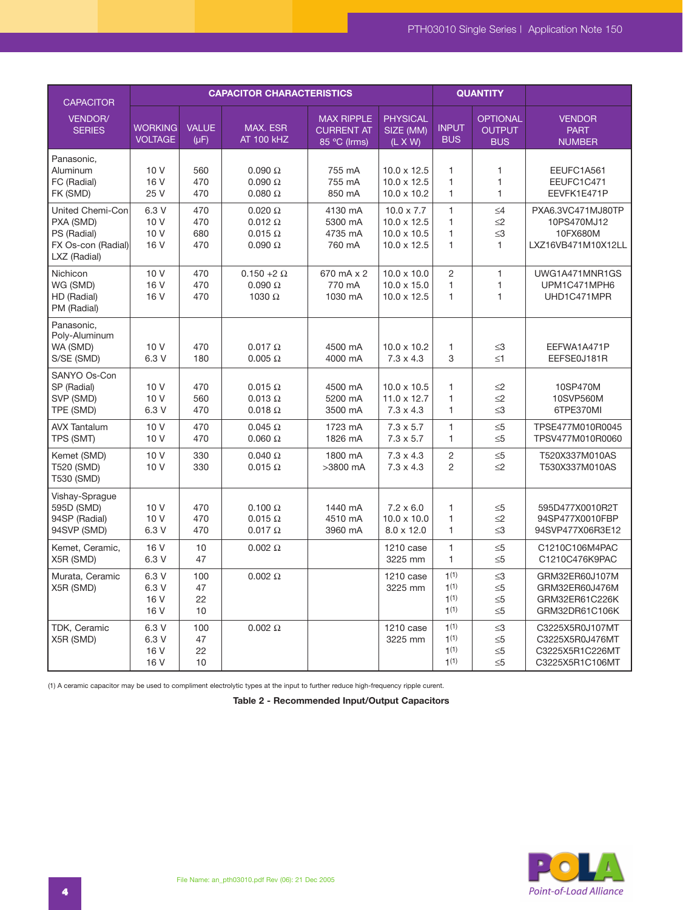| CAPACITOR VENDOR/ SERIES | CAPACITOR CHARACTERISTICS | | | | | QUANTITY | | VENDOR PART NUMBER |
|---|---|---|---|---|---|---|---|---|
| | WORKING VOLTAGE | VALUE (µF) | MAX. ESR AT 100 kHZ | MAX RIPPLE CURRENT AT 85 °C (Irms) | PHYSICAL SIZE (MM) (L X W) | INPUT BUS | OPTIONAL OUTPUT BUS | |
| Panasonic, Aluminum FC (Radial) FK (SMD) | 10 V<br>16 V<br>25 V | 560<br>470<br>470 | 0.090 Ω<br>0.090 Ω<br>0.080 Ω | 755 mA<br>755 mA<br>850 mA | 10.0 x 12.5<br>10.0 x 12.5<br>10.0 x 10.2 | 1<br>1<br>1 | 1<br>1<br>1 | EEUFC1A561<br>EEUFC1C471<br>EEVFK1E471P |
| United Chemi-Con PXA (SMD) PS (Radial) FX Os-con (Radial) LXZ (Radial) | 6.3 V<br>10 V<br>10 V<br>16 V | 470<br>470<br>680<br>470 | 0.020 Ω<br>0.012 Ω<br>0.015 Ω<br>0.090 Ω | 4130 mA<br>5300 mA<br>4735 mA<br>760 mA | 10.0 x 7.7<br>10.0 x 12.5<br>10.0 x 10.5<br>10.0 x 12.5 | 1<br>1<br>1<br>1 | ≤4<br>≤2<br>≤3<br>1 | PXA6.3VC471MJ80TP<br>10PS470MJ12<br>10FX680M<br>LXZ16VB471M10X12LL |
| Nichicon WG (SMD) HD (Radial) PM (Radial) | 10 V<br>16 V<br>16 V | 470<br>470<br>470 | 0.150 +2 Ω<br>0.090 Ω<br>1030 Ω | 670 mA x 2<br>770 mA<br>1030 mA | 10.0 x 10.0<br>10.0 x 15.0<br>10.0 x 12.5 | 2<br>1<br>1 | 1<br>1<br>1 | UWG1A471MNR1GS<br>UPM1C471MPH6<br>UHD1C471MPR |
| Panasonic, Poly-Aluminum WA (SMD) S/SE (SMD) | 10 V<br>6.3 V | 470<br>180 | 0.017 Ω<br>0.005 Ω | 4500 mA<br>4000 mA | 10.0 x 10.2<br>7.3 x 4.3 | 1<br>3 | ≤3<br>≤1 | EEFWA1A471P<br>EEFSE0J181R |
| SANYO Os-Con SP (Radial) SVP (SMD) TPE (SMD) | 10 V<br>10 V<br>6.3 V | 470<br>560<br>470 | 0.015 Ω<br>0.013 Ω<br>0.018 Ω | 4500 mA<br>5200 mA<br>3500 mA | 10.0 x 10.5<br>11.0 x 12.7<br>7.3 x 4.3 | 1<br>1<br>1 | ≤2<br>≤2<br>≤3 | 10SP470M<br>10SVP560M<br>6TPE370MI |
| AVX Tantalum TPS (SMT) | 10 V<br>10 V | 470<br>470 | 0.045 Ω<br>0.060 Ω | 1723 mA<br>1826 mA | 7.3 x 5.7<br>7.3 x 5.7 | 1<br>1 | ≤5<br>≤5 | TPSE477M010R0045<br>TPSV477M010R0060 |
| Kemet (SMD) T520 (SMD) T530 (SMD) | 10 V<br>10 V | 330<br>330 | 0.040 Ω<br>0.015 Ω | 1800 mA<br>>3800 mA | 7.3 x 4.3<br>7.3 x 4.3 | 2<br>2 | ≤5<br>≤2 | T520X337M010AS<br>T530X337M010AS |
| Vishay-Sprague 595D (SMD) 94SP (Radial) 94SVP (SMD) | 10 V<br>10 V<br>6.3 V | 470<br>470<br>470 | 0.100 Ω<br>0.015 Ω<br>0.017 Ω | 1440 mA<br>4510 mA<br>3960 mA | 7.2 x 6.0<br>10.0 x 10.0<br>8.0 x 12.0 | 1<br>1<br>1 | ≤5<br>≤2<br>≤3 | 595D477X0010R2T<br>94SP477X0010FBP<br>94SVP477X06R3E12 |
| Kemet, Ceramic, X5R (SMD) | 16 V<br>6.3 V | 10<br>47 | 0.002 Ω | | 1210 case<br>3225 mm | 1<br>1 | ≤5<br>≤5 | C1210C106M4PAC<br>C1210C476K9PAC |
| Murata, Ceramic X5R (SMD) | 6.3 V<br>6.3 V<br>16 V<br>16 V | 100<br>47<br>22<br>10 | 0.002 Ω | | 1210 case<br>3225 mm | 1(1)<br>1(1)<br>1(1)<br>1(1) | ≤3<br>≤5<br>≤5<br>≤5 | GRM32ER60J107M<br>GRM32ER60J476M<br>GRM32ER61C226K<br>GRM32DR61C106K |
| TDK, Ceramic X5R (SMD) | 6.3 V<br>6.3 V<br>16 V<br>16 V | 100<br>47<br>22<br>10 | 0.002 Ω | | 1210 case<br>3225 mm | 1(1)<br>1(1)<br>1(1)<br>1(1) | ≤3<br>≤5<br>≤5<br>≤5 | C3225X5R0J107MT<br>C3225X5R0J476MT<br>C3225X5R1C226MT<br>C3225X5R1C106MT |

(1) A ceramic capacitor may be used to compliment electrolytic types at the input to further reduce high-frequency ripple curent.

**Table 2 - Recommended Input/Output Capacitors**

File Name: an_pth03010.pdf Rev (06): 21 Dec 2005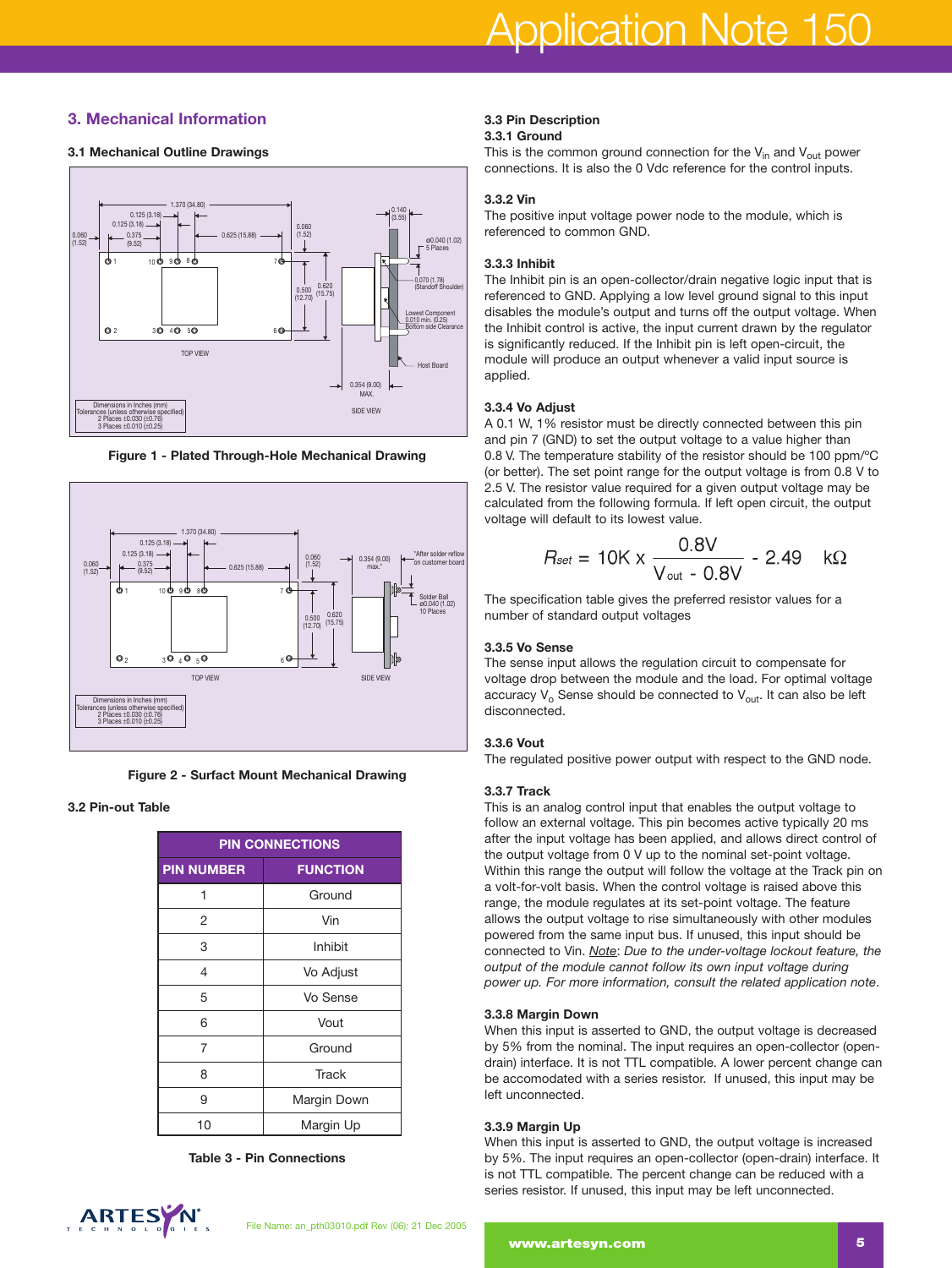## 3. Mechanical Information

### 3.1 Mechanical Outline Drawings

1.370 (34.80)
0.125 (3.18)
0.125 (3.18)
0.375 (9.52)
0.625 (15.88)
0.060 (1.52)
0.060 (1.52)
0.140 (3.55)
ø0.040 (1.02) 5 Places
0.070 (1.78) (Standoff Shoulder)
0.500 (12.70)
0.620 (15.75)
Lowest Component 0.010 min. (0.25) Bottom side Clearance
Host Board
0.354 (9.00) MAX.
TOP VIEW
SIDE VIEW
Dimensions in Inches (mm)
Tolerances (unless otherwise specified)
2 Places ±0.030 (±0.76)
3 Places ±0.010 (±0.25)

**Figure 1 - Plated Through-Hole Mechanical Drawing**

1.370 (34.80)
0.125 (3.18)
0.125 (3.18)
0.375 (9.52)
0.625 (15.88)
0.060 (1.52)
0.060 (1.52)
0.354 (9.00) max.*
*After solder reflow on customer board
Solder Ball ø0.040 (1.02) 10 Places
0.500 (12.70)
0.620 (15.75)
TOP VIEW
SIDE VIEW
Dimensions in Inches (mm)
Tolerances (unless otherwise specified)
2 Places ±0.030 (±0.76)
3 Places ±0.010 (±0.25)

**Figure 2 - Surfact Mount Mechanical Drawing**

### 3.2 Pin-out Table

| PIN CONNECTIONS | |
|---|---|
| **PIN NUMBER** | **FUNCTION** |
| 1 | Ground |
| 2 | Vin |
| 3 | Inhibit |
| 4 | Vo Adjust |
| 5 | Vo Sense |
| 6 | Vout |
| 7 | Ground |
| 8 | Track |
| 9 | Margin Down |
| 10 | Margin Up |

**Table 3 - Pin Connections**

### 3.3 Pin Description

#### 3.3.1 Ground

This is the common ground connection for the $V_{in}$ and $V_{out}$ power connections. It is also the 0 Vdc reference for the control inputs.

#### 3.3.2 Vin

The positive input voltage power node to the module, which is referenced to common GND.

#### 3.3.3 Inhibit

The Inhibit pin is an open-collector/drain negative logic input that is referenced to GND. Applying a low level ground signal to this input disables the module's output and turns off the output voltage. When the Inhibit control is active, the input current drawn by the regulator is significantly reduced. If the Inhibit pin is left open-circuit, the module will produce an output whenever a valid input source is applied.

#### 3.3.4 Vo Adjust

A 0.1 W, 1% resistor must be directly connected between this pin and pin 7 (GND) to set the output voltage to a value higher than 0.8 V. The temperature stability of the resistor should be 100 ppm/ºC (or better). The set point range for the output voltage is from 0.8 V to 2.5 V. The resistor value required for a given output voltage may be calculated from the following formula. If left open circuit, the output voltage will default to its lowest value.

$$R_{set} = 10K \times \frac{0.8V}{V_{out} - 0.8V} - 2.49 \quad k\Omega$$

The specification table gives the preferred resistor values for a number of standard output voltages

#### 3.3.5 Vo Sense

The sense input allows the regulation circuit to compensate for voltage drop between the module and the load. For optimal voltage accuracy $V_o$ Sense should be connected to $V_{out}$. It can also be left disconnected.

#### 3.3.6 Vout

The regulated positive power output with respect to the GND node.

#### 3.3.7 Track

This is an analog control input that enables the output voltage to follow an external voltage. This pin becomes active typically 20 ms after the input voltage has been applied, and allows direct control of the output voltage from 0 V up to the nominal set-point voltage. Within this range the output will follow the voltage at the Track pin on a volt-for-volt basis. When the control voltage is raised above this range, the module regulates at its set-point voltage. The feature allows the output voltage to rise simultaneously with other modules powered from the same input bus. If unused, this input should be connected to Vin. Note: *Due to the under-voltage lockout feature, the output of the module cannot follow its own input voltage during power up. For more information, consult the related application note*.

#### 3.3.8 Margin Down

When this input is asserted to GND, the output voltage is decreased by 5% from the nominal. The input requires an open-collector (open-drain) interface. It is not TTL compatible. A lower percent change can be accomodated with a series resistor. If unused, this input may be left unconnected.

#### 3.3.9 Margin Up

When this input is asserted to GND, the output voltage is increased by 5%. The input requires an open-collector (open-drain) interface. It is not TTL compatible. The percent change can be reduced with a series resistor. If unused, this input may be left unconnected.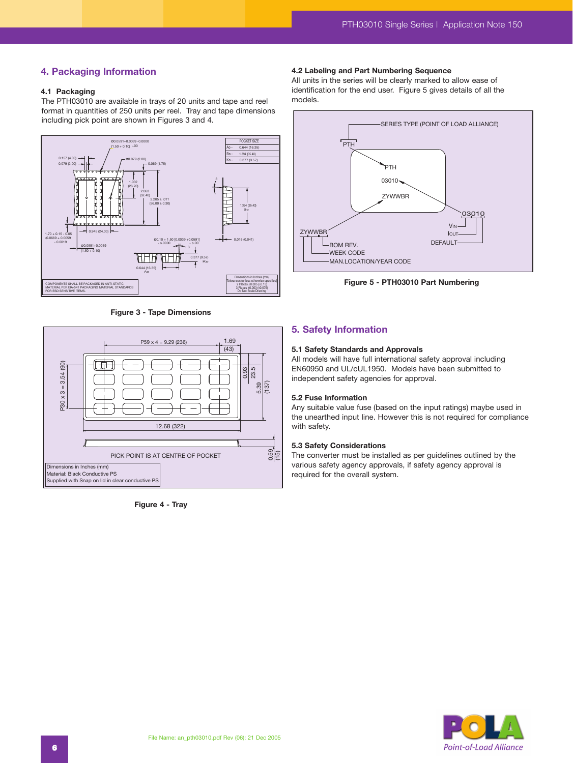# 4. Packaging Information

## 4.1 Packaging

The PTH03010 are available in trays of 20 units and tape and reel format in quantities of 250 units per reel. Tray and tape dimensions including pick point are shown in Figures 3 and 4.

Figure 3 - Tape Dimensions

Figure 4 - Tray

## 4.2 Labeling and Part Numbering Sequence

All units in the series will be clearly marked to allow ease of identification for the end user. Figure 5 gives details of all the models.

Figure 5 - PTH03010 Part Numbering

# 5. Safety Information

## 5.1 Safety Standards and Approvals

All models will have full international safety approval including EN60950 and UL/cUL1950. Models have been submitted to independent safety agencies for approval.

## 5.2 Fuse Information

Any suitable value fuse (based on the input ratings) maybe used in the unearthed input line. However this is not required for compliance with safety.

## 5.3 Safety Considerations

The converter must be installed as per guidelines outlined by the various safety agency approvals, if safety agency approval is required for the overall system.

File Name: an_pth03010.pdf Rev (06): 21 Dec 2005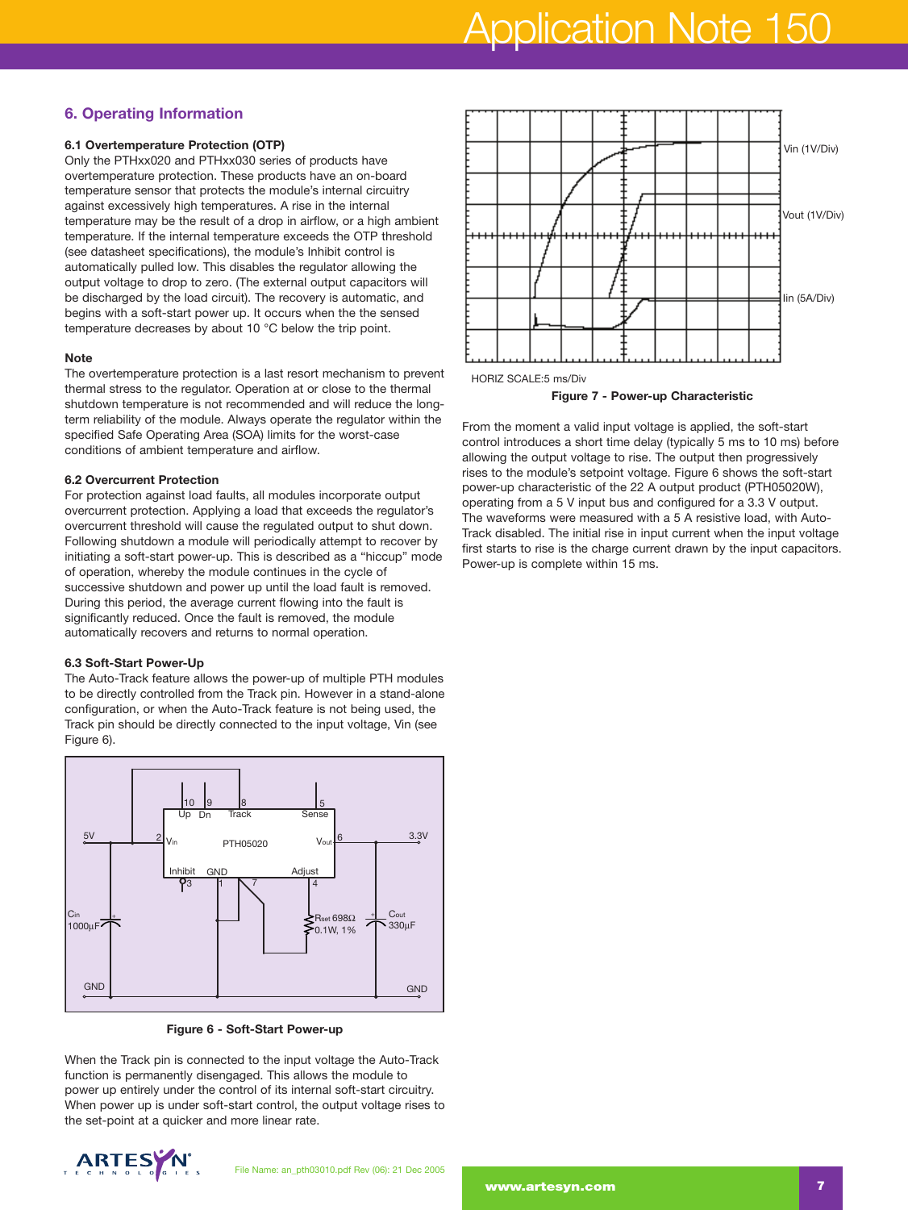## 6. Operating Information

### 6.1 Overtemperature Protection (OTP)

Only the PTHxx020 and PTHxx030 series of products have overtemperature protection. These products have an on-board temperature sensor that protects the module's internal circuitry against excessively high temperatures. A rise in the internal temperature may be the result of a drop in airflow, or a high ambient temperature. If the internal temperature exceeds the OTP threshold (see datasheet specifications), the module's Inhibit control is automatically pulled low. This disables the regulator allowing the output voltage to drop to zero. (The external output capacitors will be discharged by the load circuit). The recovery is automatic, and begins with a soft-start power up. It occurs when the the sensed temperature decreases by about 10 °C below the trip point.

**Note**

The overtemperature protection is a last resort mechanism to prevent thermal stress to the regulator. Operation at or close to the thermal shutdown temperature is not recommended and will reduce the long-term reliability of the module. Always operate the regulator within the specified Safe Operating Area (SOA) limits for the worst-case conditions of ambient temperature and airflow.

### 6.2 Overcurrent Protection

For protection against load faults, all modules incorporate output overcurrent protection. Applying a load that exceeds the regulator's overcurrent threshold will cause the regulated output to shut down. Following shutdown a module will periodically attempt to recover by initiating a soft-start power-up. This is described as a "hiccup" mode of operation, whereby the module continues in the cycle of successive shutdown and power up until the load fault is removed. During this period, the average current flowing into the fault is significantly reduced. Once the fault is removed, the module automatically recovers and returns to normal operation.

### 6.3 Soft-Start Power-Up

The Auto-Track feature allows the power-up of multiple PTH modules to be directly controlled from the Track pin. However in a stand-alone configuration, or when the Auto-Track feature is not being used, the Track pin should be directly connected to the input voltage, Vin (see Figure 6).

10 Up
9 Dn
8 Track
5 Sense
5V
2 Vin
PTH05020
Vout 6
3.3V
Inhibit 3
GND 1 7
Adjust 4
Cin 1000µF
Rset 698Ω 0.1W, 1%
Cout 330µF
GND
GND

**Figure 6 - Soft-Start Power-up**

When the Track pin is connected to the input voltage the Auto-Track function is permanently disengaged. This allows the module to power up entirely under the control of its internal soft-start circuitry. When power up is under soft-start control, the output voltage rises to the set-point at a quicker and more linear rate.

Vin (1V/Div)
Vout (1V/Div)
Iin (5A/Div)
HORIZ SCALE:5 ms/Div

**Figure 7 - Power-up Characteristic**

From the moment a valid input voltage is applied, the soft-start control introduces a short time delay (typically 5 ms to 10 ms) before allowing the output voltage to rise. The output then progressively rises to the module's setpoint voltage. Figure 6 shows the soft-start power-up characteristic of the 22 A output product (PTH05020W), operating from a 5 V input bus and configured for a 3.3 V output. The waveforms were measured with a 5 A resistive load, with Auto-Track disabled. The initial rise in input current when the input voltage first starts to rise is the charge current drawn by the input capacitors. Power-up is complete within 15 ms.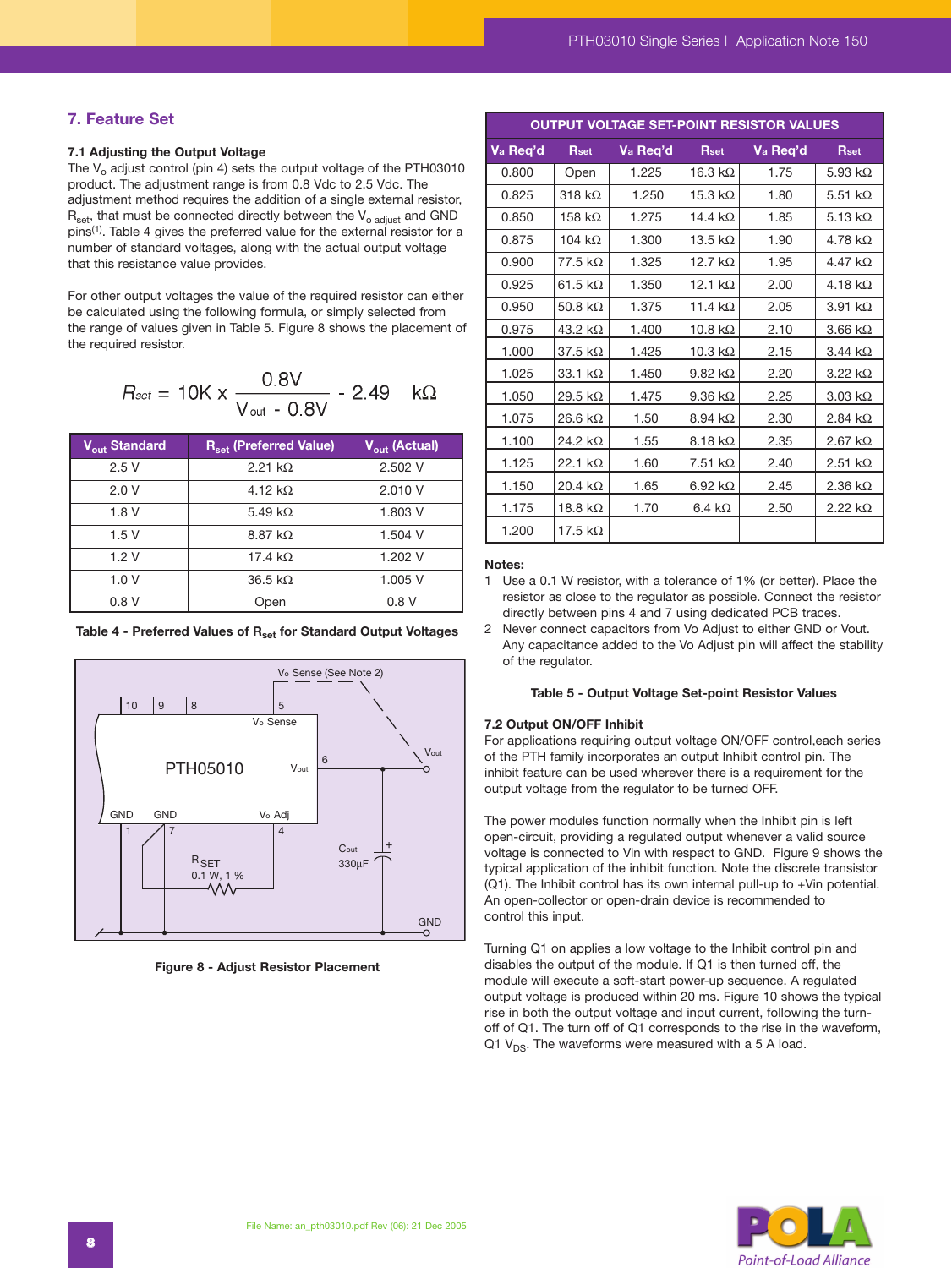## 7. Feature Set

### 7.1 Adjusting the Output Voltage

The $V_o$ adjust control (pin 4) sets the output voltage of the PTH03010 product. The adjustment range is from 0.8 Vdc to 2.5 Vdc. The adjustment method requires the addition of a single external resistor, $R_{set}$, that must be connected directly between the $V_{o\ adjust}$ and GND pins[1]. Table 4 gives the preferred value for the external resistor for a number of standard voltages, along with the actual output voltage that this resistance value provides.

For other output voltages the value of the required resistor can either be calculated using the following formula, or simply selected from the range of values given in Table 5. Figure 8 shows the placement of the required resistor.

$$R_{set} = 10K \times \frac{0.8V}{V_{out} - 0.8V} - 2.49 \quad k\Omega$$

| $V_{out}$ Standard | $R_{set}$ (Preferred Value) | $V_{out}$ (Actual) |
|---|---|---|
| 2.5 V | 2.21 kΩ | 2.502 V |
| 2.0 V | 4.12 kΩ | 2.010 V |
| 1.8 V | 5.49 kΩ | 1.803 V |
| 1.5 V | 8.87 kΩ | 1.504 V |
| 1.2 V | 17.4 kΩ | 1.202 V |
| 1.0 V | 36.5 kΩ | 1.005 V |
| 0.8 V | Open | 0.8 V |

**Table 4 - Preferred Values of $R_{set}$ for Standard Output Voltages**

Vo Sense (See Note 2)
10 9 8 5
Vo Sense
PTH05010
Vout 6 Vout
GND GND Vo Adj
1 7 4
RSET 0.1 W, 1 %
Cout 330µF
GND

**Figure 8 - Adjust Resistor Placement**

| OUTPUT VOLTAGE SET-POINT RESISTOR VALUES | | | | | |
|---|---|---|---|---|---|
| $V_a$ Req'd | $R_{set}$ | $V_a$ Req'd | $R_{set}$ | $V_a$ Req'd | $R_{set}$ |
| 0.800 | Open | 1.225 | 16.3 kΩ | 1.75 | 5.93 kΩ |
| 0.825 | 318 kΩ | 1.250 | 15.3 kΩ | 1.80 | 5.51 kΩ |
| 0.850 | 158 kΩ | 1.275 | 14.4 kΩ | 1.85 | 5.13 kΩ |
| 0.875 | 104 kΩ | 1.300 | 13.5 kΩ | 1.90 | 4.78 kΩ |
| 0.900 | 77.5 kΩ | 1.325 | 12.7 kΩ | 1.95 | 4.47 kΩ |
| 0.925 | 61.5 kΩ | 1.350 | 12.1 kΩ | 2.00 | 4.18 kΩ |
| 0.950 | 50.8 kΩ | 1.375 | 11.4 kΩ | 2.05 | 3.91 kΩ |
| 0.975 | 43.2 kΩ | 1.400 | 10.8 kΩ | 2.10 | 3.66 kΩ |
| 1.000 | 37.5 kΩ | 1.425 | 10.3 kΩ | 2.15 | 3.44 kΩ |
| 1.025 | 33.1 kΩ | 1.450 | 9.82 kΩ | 2.20 | 3.22 kΩ |
| 1.050 | 29.5 kΩ | 1.475 | 9.36 kΩ | 2.25 | 3.03 kΩ |
| 1.075 | 26.6 kΩ | 1.50 | 8.94 kΩ | 2.30 | 2.84 kΩ |
| 1.100 | 24.2 kΩ | 1.55 | 8.18 kΩ | 2.35 | 2.67 kΩ |
| 1.125 | 22.1 kΩ | 1.60 | 7.51 kΩ | 2.40 | 2.51 kΩ |
| 1.150 | 20.4 kΩ | 1.65 | 6.92 kΩ | 2.45 | 2.36 kΩ |
| 1.175 | 18.8 kΩ | 1.70 | 6.4 kΩ | 2.50 | 2.22 kΩ |
| 1.200 | 17.5 kΩ | | | | |

**Notes:**

1. Use a 0.1 W resistor, with a tolerance of 1% (or better). Place the resistor as close to the regulator as possible. Connect the resistor directly between pins 4 and 7 using dedicated PCB traces.
2. Never connect capacitors from Vo Adjust to either GND or Vout. Any capacitance added to the Vo Adjust pin will affect the stability of the regulator.

**Table 5 - Output Voltage Set-point Resistor Values**

### 7.2 Output ON/OFF Inhibit

For applications requiring output voltage ON/OFF control,each series of the PTH family incorporates an output Inhibit control pin. The inhibit feature can be used wherever there is a requirement for the output voltage from the regulator to be turned OFF.

The power modules function normally when the Inhibit pin is left open-circuit, providing a regulated output whenever a valid source voltage is connected to Vin with respect to GND. Figure 9 shows the typical application of the inhibit function. Note the discrete transistor (Q1). The Inhibit control has its own internal pull-up to +Vin potential. An open-collector or open-drain device is recommended to control this input.

Turning Q1 on applies a low voltage to the Inhibit control pin and disables the output of the module. If Q1 is then turned off, the module will execute a soft-start power-up sequence. A regulated output voltage is produced within 20 ms. Figure 10 shows the typical rise in both the output voltage and input current, following the turn-off of Q1. The turn off of Q1 corresponds to the rise in the waveform, Q1 $V_{DS}$. The waveforms were measured with a 5 A load.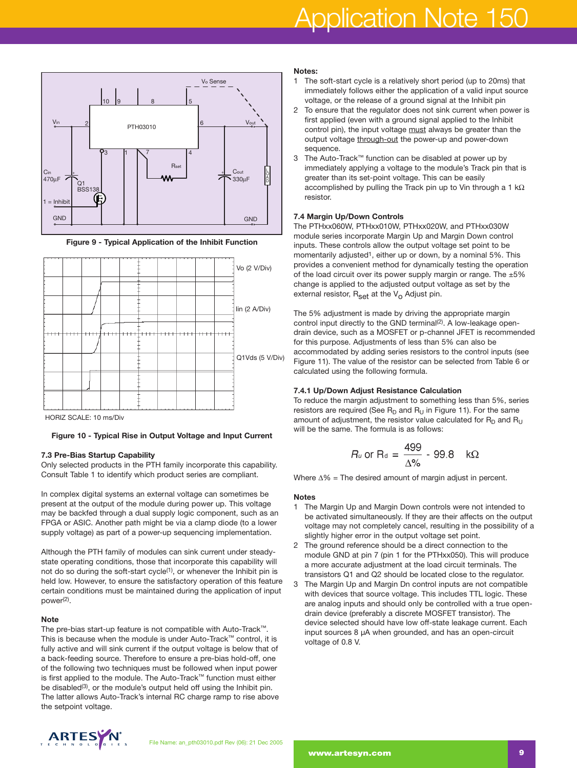Vo Sense

10 9 8 5

Vin 2 PTH03010 6 Vout

3 1 7 4

Rset

Cin 470µF

Q1 BSS138

1 = Inhibit

Cout 330µF

LOAD

GND GND

**Figure 9 - Typical Application of the Inhibit Function**

Vo (2 V/Div)

Iin (2 A/Div)

Q1Vds (5 V/Div)

HORIZ SCALE: 10 ms/Div

**Figure 10 - Typical Rise in Output Voltage and Input Current**

### 7.3 Pre-Bias Startup Capability

Only selected products in the PTH family incorporate this capability. Consult Table 1 to identify which product series are compliant.

In complex digital systems an external voltage can sometimes be present at the output of the module during power up. This voltage may be backfed through a dual supply logic component, such as an FPGA or ASIC. Another path might be via a clamp diode (to a lower supply voltage) as part of a power-up sequencing implementation.

Although the PTH family of modules can sink current under steady-state operating conditions, those that incorporate this capability will not do so during the soft-start cycle(1), or whenever the Inhibit pin is held low. However, to ensure the satisfactory operation of this feature certain conditions must be maintained during the application of input power(2).

**Note**

The pre-bias start-up feature is not compatible with Auto-Track™. This is because when the module is under Auto-Track™ control, it is fully active and will sink current if the output voltage is below that of a back-feeding source. Therefore to ensure a pre-bias hold-off, one of the following two techniques must be followed when input power is first applied to the module. The Auto-Track™ function must either be disabled(3), or the module's output held off using the Inhibit pin. The latter allows Auto-Track's internal RC charge ramp to rise above the setpoint voltage.

**Notes:**

1. The soft-start cycle is a relatively short period (up to 20ms) that immediately follows the application of a valid input source voltage, or the release of a ground signal at the Inhibit pin
2. To ensure that the regulator does not sink current when power is first applied (even with a ground signal applied to the Inhibit control pin), the input voltage must always be greater than the output voltage through-out the power-up and power-down sequence.
3. The Auto-Track™ function can be disabled at power up by immediately applying a voltage to the module's Track pin that is greater than its set-point voltage. This can be easily accomplished by pulling the Track pin up to Vin through a 1 kΩ resistor.

### 7.4 Margin Up/Down Controls

The PTHxx060W, PTHxx010W, PTHxx020W, and PTHxx030W module series incorporate Margin Up and Margin Down control inputs. These controls allow the output voltage set point to be momentarily adjusted[1], either up or down, by a nominal 5%. This provides a convenient method for dynamically testing the operation of the load circuit over its power supply margin or range. The ±5% change is applied to the adjusted output voltage as set by the external resistor, $R_{set}$ at the $V_o$ Adjust pin.

The 5% adjustment is made by driving the appropriate margin control input directly to the GND terminal(2). A low-leakage open-drain device, such as a MOSFET or p-channel JFET is recommended for this purpose. Adjustments of less than 5% can also be accommodated by adding series resistors to the control inputs (see Figure 11). The value of the resistor can be selected from Table 6 or calculated using the following formula.

#### 7.4.1 Up/Down Adjust Resistance Calculation

To reduce the margin adjustment to something less than 5%, series resistors are required (See $R_D$ and $R_U$ in Figure 11). For the same amount of adjustment, the resistor value calculated for $R_D$ and $R_U$ will be the same. The formula is as follows:

$$R_u \text{ or } R_d = \frac{499}{\Delta\%} - 99.8 \quad k\Omega$$

Where Δ% = The desired amount of margin adjust in percent.

**Notes**

1. The Margin Up and Margin Down controls were not intended to be activated simultaneously. If they are their affects on the output voltage may not completely cancel, resulting in the possibility of a slightly higher error in the output voltage set point.
2. The ground reference should be a direct connection to the module GND at pin 7 (pin 1 for the PTHxx050). This will produce a more accurate adjustment at the load circuit terminals. The transistors Q1 and Q2 should be located close to the regulator.
3. The Margin Up and Margin Dn control inputs are not compatible with devices that source voltage. This includes TTL logic. These are analog inputs and should only be controlled with a true open-drain device (preferably a discrete MOSFET transistor). The device selected should have low off-state leakage current. Each input sources 8 µA when grounded, and has an open-circuit voltage of 0.8 V.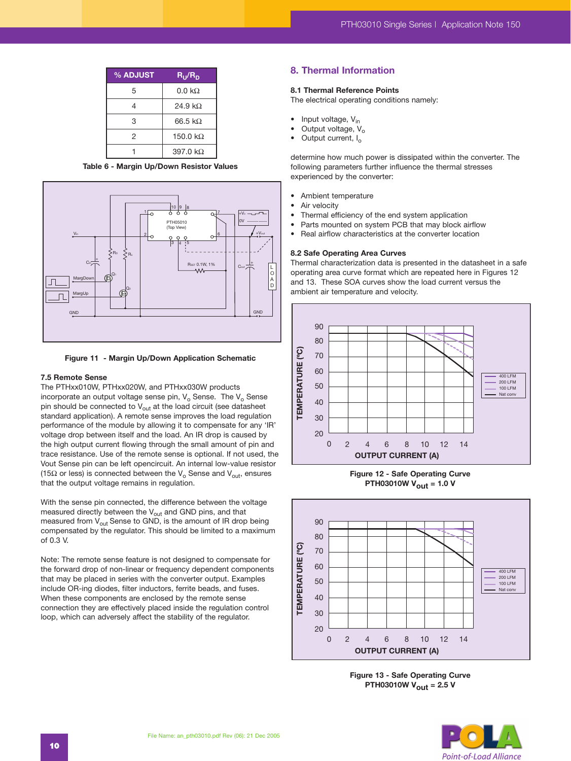| % ADJUST | $R_U/R_D$ |
|---|---|
| 5 | 0.0 kΩ |
| 4 | 24.9 kΩ |
| 3 | 66.5 kΩ |
| 2 | 150.0 kΩ |
| 1 | 397.0 kΩ |

**Table 6 - Margin Up/Down Resistor Values**

PTH05010
(Top View)
Vin
+Vo
0V
+Vout
RD
RU
Cin
Q1
Q2
MargDown
MargUp
RSET 0.1W, 1%
Cout
LOAD
GND
GND
1 10 9 8 7
2 3 4 5 6

**Figure 11 - Margin Up/Down Application Schematic**

### 7.5 Remote Sense

The PTHxx010W, PTHxx020W, and PTHxx030W products incorporate an output voltage sense pin, $V_o$ Sense. The $V_o$ Sense pin should be connected to $V_{out}$ at the load circuit (see datasheet standard application). A remote sense improves the load regulation performance of the module by allowing it to compensate for any 'IR' voltage drop between itself and the load. An IR drop is caused by the high output current flowing through the small amount of pin and trace resistance. Use of the remote sense is optional. If not used, the Vout Sense pin can be left opencircuit. An internal low-value resistor (15Ω or less) is connected between the $V_o$ Sense and $V_{out}$, ensures that the output voltage remains in regulation.

With the sense pin connected, the difference between the voltage measured directly between the $V_{out}$ and GND pins, and that measured from $V_{out}$ Sense to GND, is the amount of IR drop being compensated by the regulator. This should be limited to a maximum of 0.3 V.

Note: The remote sense feature is not designed to compensate for the forward drop of non-linear or frequency dependent components that may be placed in series with the converter output. Examples include OR-ing diodes, filter inductors, ferrite beads, and fuses. When these components are enclosed by the remote sense connection they are effectively placed inside the regulation control loop, which can adversely affect the stability of the regulator.

## 8. Thermal Information

### 8.1 Thermal Reference Points

The electrical operating conditions namely:

- Input voltage, $V_{in}$
- Output voltage, $V_o$
- Output current, $I_o$

determine how much power is dissipated within the converter. The following parameters further influence the thermal stresses experienced by the converter:

- Ambient temperature
- Air velocity
- Thermal efficiency of the end system application
- Parts mounted on system PCB that may block airflow
- Real airflow characteristics at the converter location

### 8.2 Safe Operating Area Curves

Thermal characterization data is presented in the datasheet in a safe operating area curve format which are repeated here in Figures 12 and 13. These SOA curves show the load current versus the ambient air temperature and velocity.

TEMPERATURE (°C)
90
80
70
60
50
40
30
20
0 2 4 6 8 10 12 14
OUTPUT CURRENT (A)
400 LFM
200 LFM
100 LFM
Nat conv

**Figure 12 - Safe Operating Curve PTH03010W $V_{out}$ = 1.0 V**

TEMPERATURE (°C)
90
80
70
60
50
40
30
20
0 2 4 6 8 10 12 14
OUTPUT CURRENT (A)
400 LFM
200 LFM
100 LFM
Nat conv

**Figure 13 - Safe Operating Curve PTH03010W $V_{out}$ = 2.5 V**

File Name: an_pth03010.pdf Rev (06): 21 Dec 2005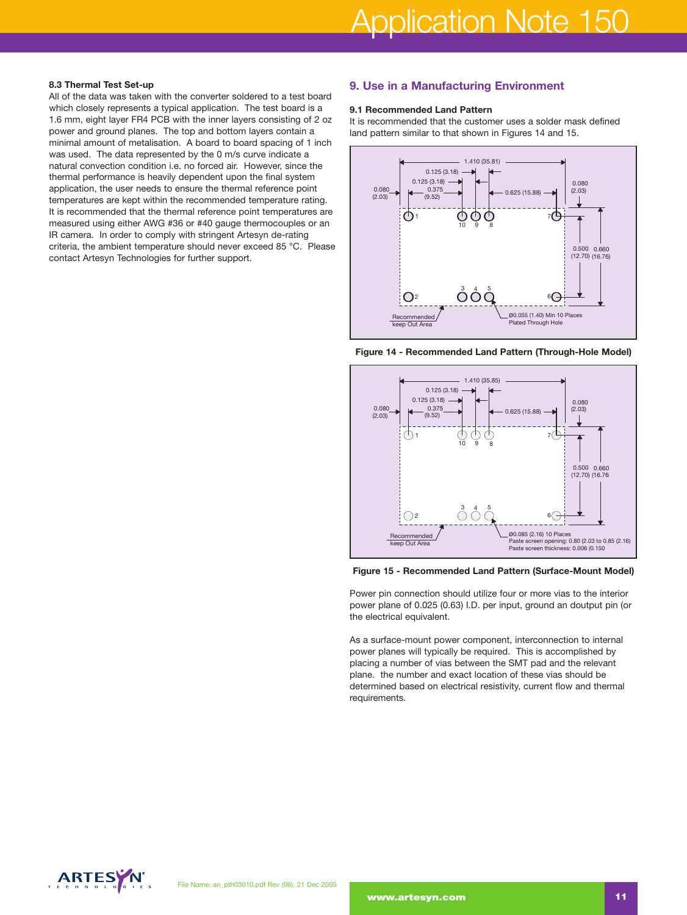### 8.3 Thermal Test Set-up

All of the data was taken with the converter soldered to a test board which closely represents a typical application. The test board is a 1.6 mm, eight layer FR4 PCB with the inner layers consisting of 2 oz power and ground planes. The top and bottom layers contain a minimal amount of metalisation. A board to board spacing of 1 inch was used. The data represented by the 0 m/s curve indicate a natural convection condition i.e. no forced air. However, since the thermal performance is heavily dependent upon the final system application, the user needs to ensure the thermal reference point temperatures are kept within the recommended temperature rating. It is recommended that the thermal reference point temperatures are measured using either AWG #36 or #40 gauge thermocouples or an IR camera. In order to comply with stringent Artesyn de-rating criteria, the ambient temperature should never exceed 85 °C. Please contact Artesyn Technologies for further support.

## 9. Use in a Manufacturing Environment

### 9.1 Recommended Land Pattern

It is recommended that the customer uses a solder mask defined land pattern similar to that shown in Figures 14 and 15.

1.410 (35.81)
0.125 (3.18)
0.125 (3.18)
0.375 (9.52)
0.080 (2.03)
0.625 (15.88)
0.080 (2.03)
0.500 (12.70)
0.660 (16.76)
1 10 9 8 7
2 3 4 5 6
Recommended keep Out Area
Ø0.055 (1.40) Min 10 Places Plated Through Hole

**Figure 14 - Recommended Land Pattern (Through-Hole Model)**

1.410 (35.85)
0.125 (3.18)
0.125 (3.18)
0.375 (9.52)
0.080 (2.03)
0.625 (15.88)
0.080 (2.03)
0.500 (12.70)
0.660 (16.76
1 10 9 8 7
2 3 4 5 6
Recommended keep Out Area
Ø0.085 (2.16) 10 Places
Paste screen opening: 0.80 (2.03 to 0.85 (2.16)
Paste screen thickness: 0.006 (0.150

**Figure 15 - Recommended Land Pattern (Surface-Mount Model)**

Power pin connection should utilize four or more vias to the interior power plane of 0.025 (0.63) I.D. per input, ground an doutput pin (or the electrical equivalent.

As a surface-mount power component, interconnection to internal power planes will typically be required. This is accomplished by placing a number of vias between the SMT pad and the relevant plane. the number and exact location of these vias should be determined based on electrical resistivity, current flow and thermal requirements.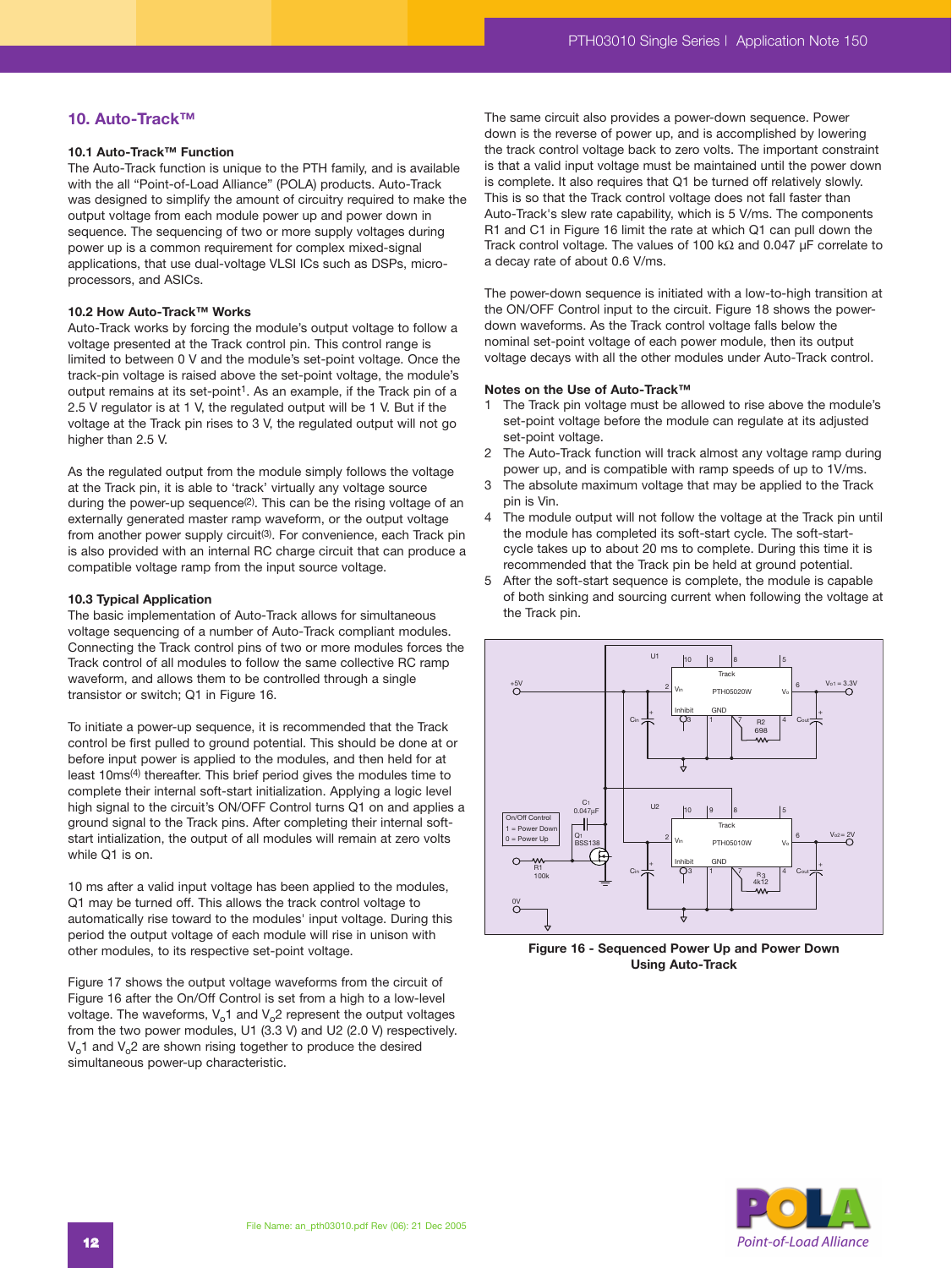## 10. Auto-Track™

### 10.1 Auto-Track™ Function

The Auto-Track function is unique to the PTH family, and is available with the all "Point-of-Load Alliance" (POLA) products. Auto-Track was designed to simplify the amount of circuitry required to make the output voltage from each module power up and power down in sequence. The sequencing of two or more supply voltages during power up is a common requirement for complex mixed-signal applications, that use dual-voltage VLSI ICs such as DSPs, micro-processors, and ASICs.

### 10.2 How Auto-Track™ Works

Auto-Track works by forcing the module's output voltage to follow a voltage presented at the Track control pin. This control range is limited to between 0 V and the module's set-point voltage. Once the track-pin voltage is raised above the set-point voltage, the module's output remains at its set-point[1]. As an example, if the Track pin of a 2.5 V regulator is at 1 V, the regulated output will be 1 V. But if the voltage at the Track pin rises to 3 V, the regulated output will not go higher than 2.5 V.

As the regulated output from the module simply follows the voltage at the Track pin, it is able to 'track' virtually any voltage source during the power-up sequence[2]. This can be the rising voltage of an externally generated master ramp waveform, or the output voltage from another power supply circuit[3]. For convenience, each Track pin is also provided with an internal RC charge circuit that can produce a compatible voltage ramp from the input source voltage.

### 10.3 Typical Application

The basic implementation of Auto-Track allows for simultaneous voltage sequencing of a number of Auto-Track compliant modules. Connecting the Track control pins of two or more modules forces the Track control of all modules to follow the same collective RC ramp waveform, and allows them to be controlled through a single transistor or switch; Q1 in Figure 16.

To initiate a power-up sequence, it is recommended that the Track control be first pulled to ground potential. This should be done at or before input power is applied to the modules, and then held for at least 10ms[4] thereafter. This brief period gives the modules time to complete their internal soft-start initialization. Applying a logic level high signal to the circuit's ON/OFF Control turns Q1 on and applies a ground signal to the Track pins. After completing their internal soft-start intialization, the output of all modules will remain at zero volts while Q1 is on.

10 ms after a valid input voltage has been applied to the modules, Q1 may be turned off. This allows the track control voltage to automatically rise toward to the modules' input voltage. During this period the output voltage of each module will rise in unison with other modules, to its respective set-point voltage.

Figure 17 shows the output voltage waveforms from the circuit of Figure 16 after the On/Off Control is set from a high to a low-level voltage. The waveforms, $V_o1$ and $V_o2$ represent the output voltages from the two power modules, U1 (3.3 V) and U2 (2.0 V) respectively. $V_o1$ and $V_o2$ are shown rising together to produce the desired simultaneous power-up characteristic.

The same circuit also provides a power-down sequence. Power down is the reverse of power up, and is accomplished by lowering the track control voltage back to zero volts. The important constraint is that a valid input voltage must be maintained until the power down is complete. It also requires that Q1 be turned off relatively slowly. This is so that the Track control voltage does not fall faster than Auto-Track's slew rate capability, which is 5 V/ms. The components R1 and C1 in Figure 16 limit the rate at which Q1 can pull down the Track control voltage. The values of 100 kΩ and 0.047 µF correlate to a decay rate of about 0.6 V/ms.

The power-down sequence is initiated with a low-to-high transition at the ON/OFF Control input to the circuit. Figure 18 shows the power-down waveforms. As the Track control voltage falls below the nominal set-point voltage of each power module, then its output voltage decays with all the other modules under Auto-Track control.

### Notes on the Use of Auto-Track™

1. The Track pin voltage must be allowed to rise above the module's set-point voltage before the module can regulate at its adjusted set-point voltage.
2. The Auto-Track function will track almost any voltage ramp during power up, and is compatible with ramp speeds of up to 1V/ms.
3. The absolute maximum voltage that may be applied to the Track pin is Vin.
4. The module output will not follow the voltage at the Track pin until the module has completed its soft-start cycle. The soft-start-cycle takes up to about 20 ms to complete. During this time it is recommended that the Track pin be held at ground potential.
5. After the soft-start sequence is complete, the module is capable of both sinking and sourcing current when following the voltage at the Track pin.

+5V
U1
10 9 8 5
Track
2 Vin PTH05020W Vo 6
Vo1 = 3.3V
Inhibit GND
3 1 7 4
Cin
R2
698
Cout
C1
0.047µF
U2
10 9 8 5
Track
On/Off Control
1 = Power Down
0 = Power Up
Q1
BSS138
2 Vin PTH05010W Vo 6
Vo2 = 2V
R1
100k
Inhibit GND
3 1 7 4
Cin
R3
4k12
Cout
0V

**Figure 16 - Sequenced Power Up and Power Down Using Auto-Track**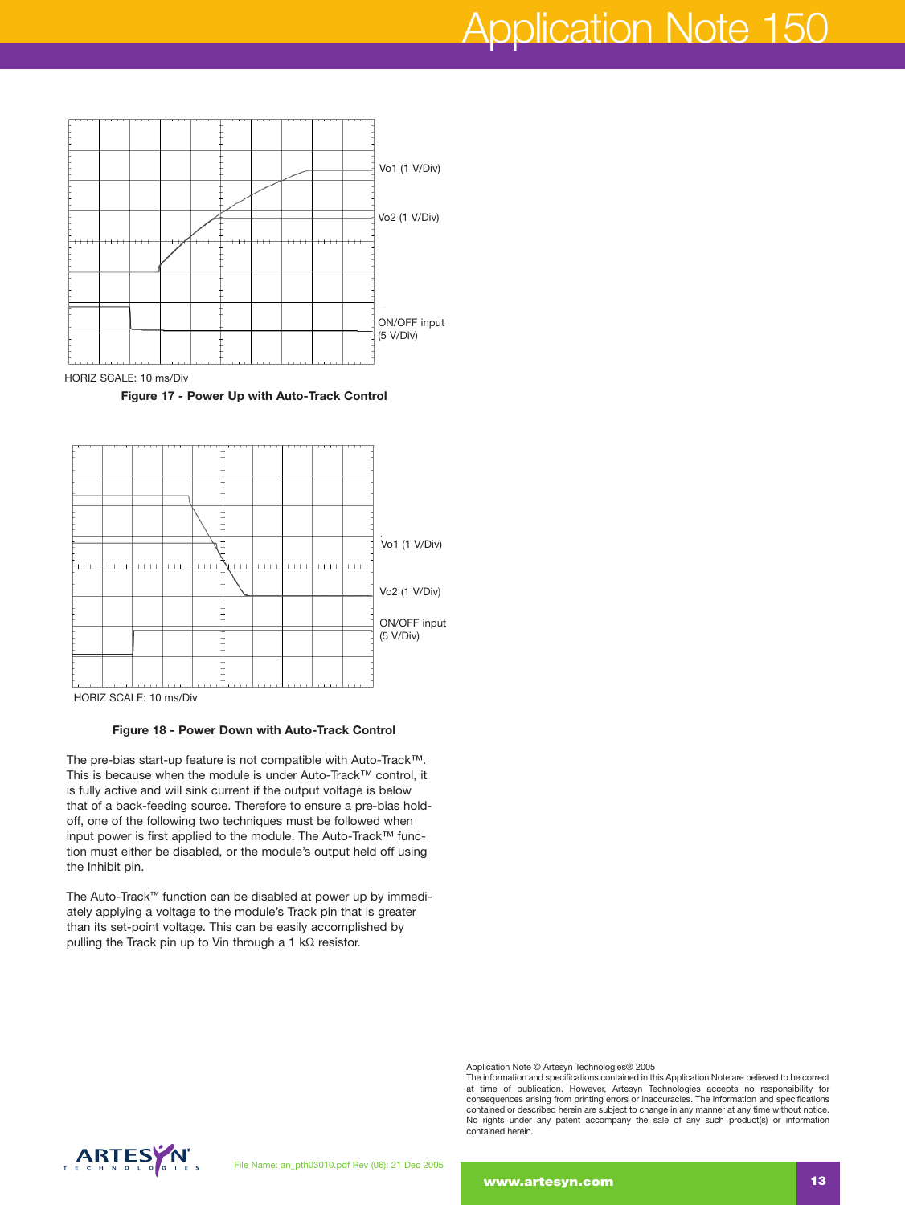Vo1 (1 V/Div)

Vo2 (1 V/Div)

ON/OFF input
(5 V/Div)

HORIZ SCALE: 10 ms/Div

**Figure 17 - Power Up with Auto-Track Control**

Vo1 (1 V/Div)

Vo2 (1 V/Div)

ON/OFF input
(5 V/Div)

HORIZ SCALE: 10 ms/Div

**Figure 18 - Power Down with Auto-Track Control**

The pre-bias start-up feature is not compatible with Auto-Track™. This is because when the module is under Auto-Track™ control, it is fully active and will sink current if the output voltage is below that of a back-feeding source. Therefore to ensure a pre-bias hold-off, one of the following two techniques must be followed when input power is first applied to the module. The Auto-Track™ function must either be disabled, or the module's output held off using the Inhibit pin.

The Auto-Track™ function can be disabled at power up by immediately applying a voltage to the module's Track pin that is greater than its set-point voltage. This can be easily accomplished by pulling the Track pin up to Vin through a 1 kΩ resistor.

Application Note © Artesyn Technologies® 2005
The information and specifications contained in this Application Note are believed to be correct at time of publication. However, Artesyn Technologies accepts no responsibility for consequences arising from printing errors or inaccuracies. The information and specifications contained or described herein are subject to change in any manner at any time without notice. No rights under any patent accompany the sale of any such product(s) or information contained herein.

File Name: an_pth03010.pdf Rev (06): 21 Dec 2005

www.artesyn.com